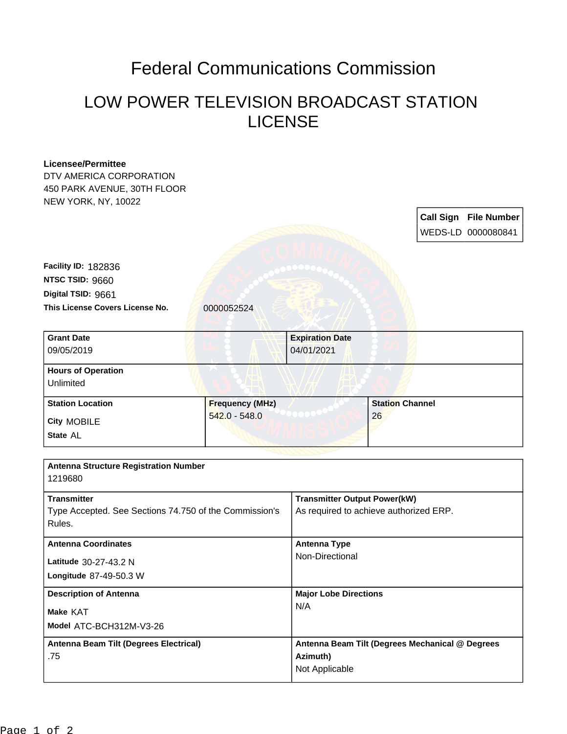# Federal Communications Commission

## LOW POWER TELEVISION BROADCAST STATION LICENSE

**Licensee/Permittee**
DTV AMERICA CORPORATION
450 PARK AVENUE, 30TH FLOOR
NEW YORK, NY, 10022

| Call Sign | File Number |
|---|---|
| WEDS-LD | 0000080841 |

**Facility ID:** 182836
**NTSC TSID:** 9660
**Digital TSID:** 9661
**This License Covers License No.** 0000052524

| Grant Date | Expiration Date |
|---|---|
| 09/05/2019 | 04/01/2021 |

| Hours of Operation |
|---|
| Unlimited |

| Station Location | Frequency (MHz) | Station Channel |
|---|---|---|
| City MOBILE<br>State AL | 542.0 - 548.0 | 26 |

| Antenna Structure Registration Number | |
|---|---|
| 1219680 | |
| **Transmitter** | **Transmitter Output Power(kW)** |
| Type Accepted. See Sections 74.750 of the Commission's Rules. | As required to achieve authorized ERP. |
| **Antenna Coordinates** | **Antenna Type** |
| Latitude 30-27-43.2 N<br>Longitude 87-49-50.3 W | Non-Directional |
| **Description of Antenna** | **Major Lobe Directions** |
| Make KAT<br>Model ATC-BCH312M-V3-26 | N/A |
| **Antenna Beam Tilt (Degrees Electrical)** | **Antenna Beam Tilt (Degrees Mechanical @ Degrees Azimuth)** |
| .75 | Not Applicable |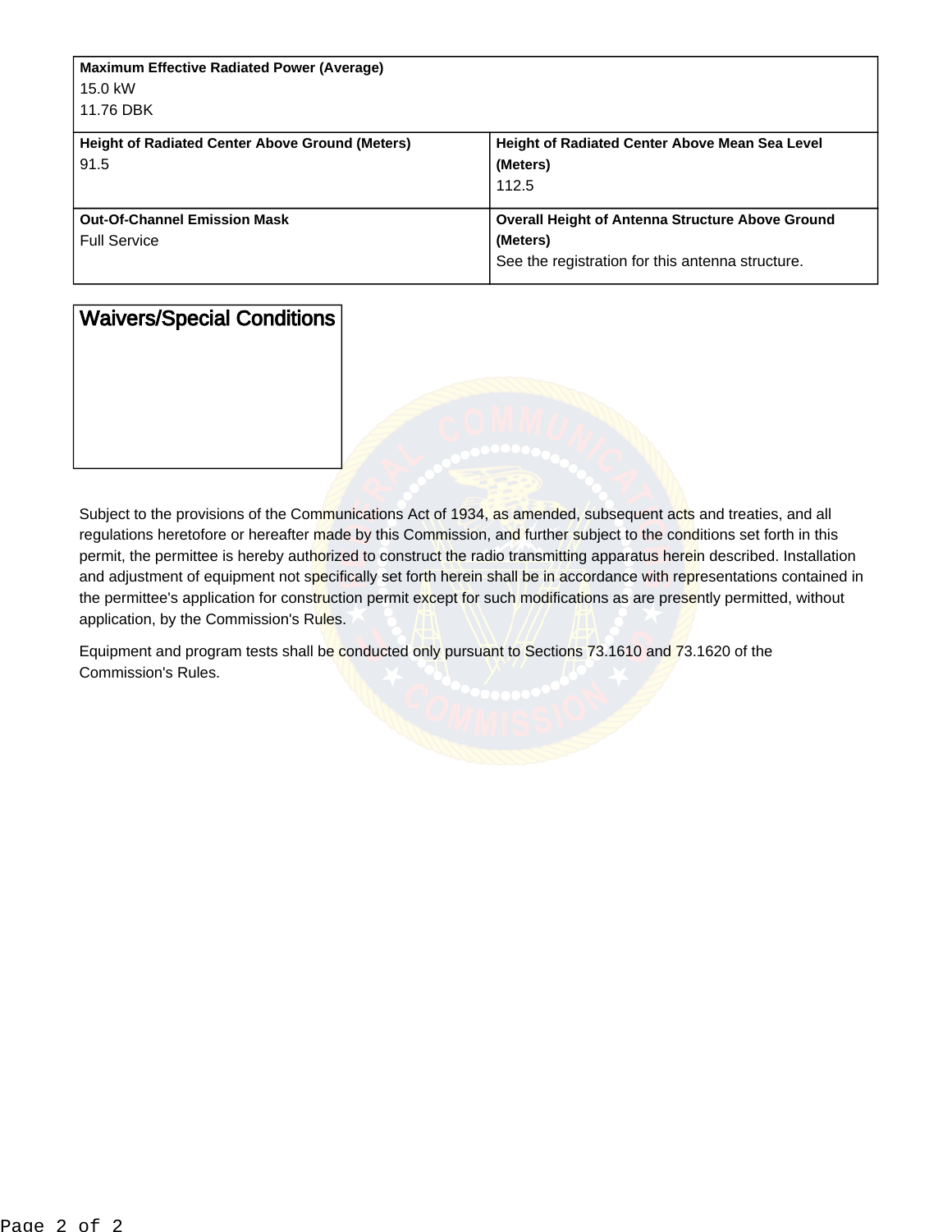| | |
|---|---|
| **Maximum Effective Radiated Power (Average)**<br>15.0 kW<br>11.76 DBK | |
| **Height of Radiated Center Above Ground (Meters)**<br>91.5 | **Height of Radiated Center Above Mean Sea Level (Meters)**<br>112.5 |
| **Out-Of-Channel Emission Mask**<br>Full Service | **Overall Height of Antenna Structure Above Ground (Meters)**<br>See the registration for this antenna structure. |

## Waivers/Special Conditions

Subject to the provisions of the Communications Act of 1934, as amended, subsequent acts and treaties, and all regulations heretofore or hereafter made by this Commission, and further subject to the conditions set forth in this permit, the permittee is hereby authorized to construct the radio transmitting apparatus herein described. Installation and adjustment of equipment not specifically set forth herein shall be in accordance with representations contained in the permittee's application for construction permit except for such modifications as are presently permitted, without application, by the Commission's Rules.

Equipment and program tests shall be conducted only pursuant to Sections 73.1610 and 73.1620 of the Commission's Rules.